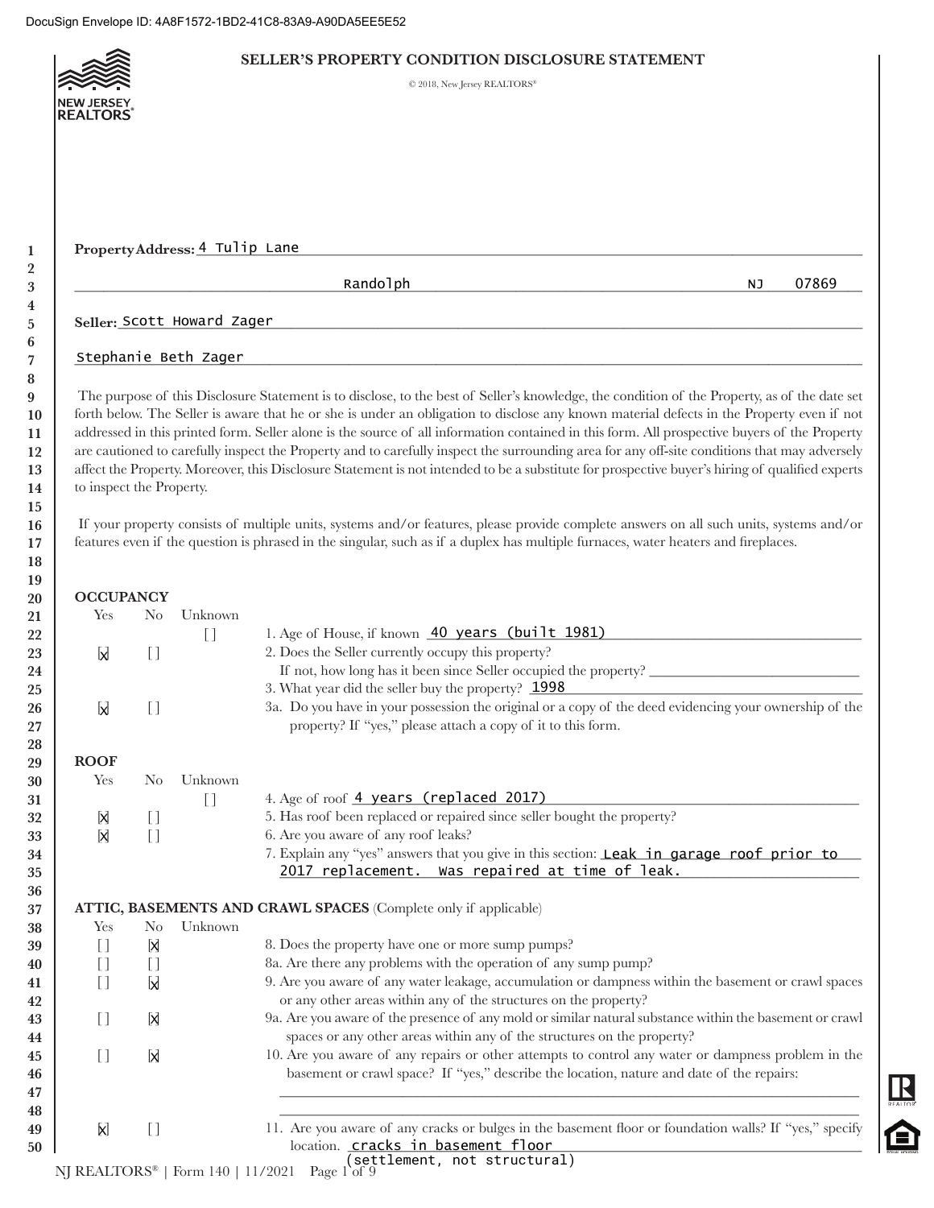DocuSign Envelope ID: 4A8F1572-1BD2-41C8-83A9-A90DA5EE5E52

# SELLER'S PROPERTY CONDITION DISCLOSURE STATEMENT

© 2018, New Jersey REALTORS®

**Property Address:** 4 Tulip Lane

Randolph NJ 07869

**Seller:** Scott Howard Zager

Stephanie Beth Zager

The purpose of this Disclosure Statement is to disclose, to the best of Seller's knowledge, the condition of the Property, as of the date set forth below. The Seller is aware that he or she is under an obligation to disclose any known material defects in the Property even if not addressed in this printed form. Seller alone is the source of all information contained in this form. All prospective buyers of the Property are cautioned to carefully inspect the Property and to carefully inspect the surrounding area for any off-site conditions that may adversely affect the Property. Moreover, this Disclosure Statement is not intended to be a substitute for prospective buyer's hiring of qualified experts to inspect the Property.

If your property consists of multiple units, systems and/or features, please provide complete answers on all such units, systems and/or features even if the question is phrased in the singular, such as if a duplex has multiple furnaces, water heaters and fireplaces.

## OCCUPANCY

| Yes | No | Unknown | |
|---|---|---|---|
| | | [ ] | 1. Age of House, if known 40 years (built 1981) |
| [x] | [ ] | | 2. Does the Seller currently occupy this property? If not, how long has it been since Seller occupied the property? ______ |
| | | | 3. What year did the seller buy the property? 1998 |
| [x] | [ ] | | 3a. Do you have in your possession the original or a copy of the deed evidencing your ownership of the property? If "yes," please attach a copy of it to this form. |

## ROOF

| Yes | No | Unknown | |
|---|---|---|---|
| | | [ ] | 4. Age of roof 4 years (replaced 2017) |
| [x] | [ ] | | 5. Has roof been replaced or repaired since seller bought the property? |
| [x] | [ ] | | 6. Are you aware of any roof leaks? |
| | | | 7. Explain any "yes" answers that you give in this section: Leak in garage roof prior to 2017 replacement. Was repaired at time of leak. |

## ATTIC, BASEMENTS AND CRAWL SPACES (Complete only if applicable)

| Yes | No | Unknown | |
|---|---|---|---|
| [ ] | [x] | | 8. Does the property have one or more sump pumps? |
| [ ] | [ ] | | 8a. Are there any problems with the operation of any sump pump? |
| [ ] | [x] | | 9. Are you aware of any water leakage, accumulation or dampness within the basement or crawl spaces or any other areas within any of the structures on the property? |
| [ ] | [x] | | 9a. Are you aware of the presence of any mold or similar natural substance within the basement or crawl spaces or any other areas within any of the structures on the property? |
| [ ] | [x] | | 10. Are you aware of any repairs or other attempts to control any water or dampness problem in the basement or crawl space? If "yes," describe the location, nature and date of the repairs: ______ |
| [x] | [ ] | | 11. Are you aware of any cracks or bulges in the basement floor or foundation walls? If "yes," specify location. cracks in basement floor (settlement, not structural) |

NJ REALTORS® | Form 140 | 11/2021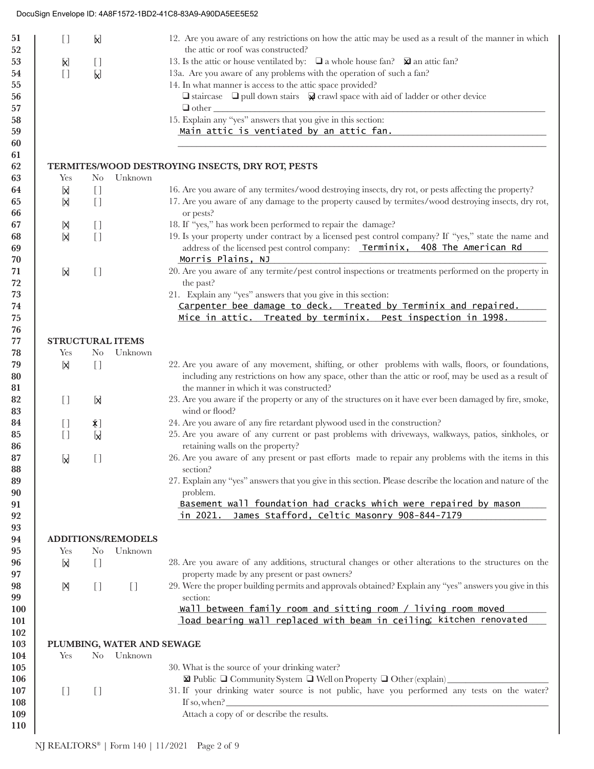DocuSign Envelope ID: 4A8F1572-1BD2-41C8-83A9-A90DA5EE5E52

| Line | Yes | No | Unknown | Question |
|---|---|---|---|---|
| 51–52 | [ ] | [X] | | 12. Are you aware of any restrictions on how the attic may be used as a result of the manner in which the attic or roof was constructed? |
| 53 | [X] | [ ] | | 13. Is the attic or house ventilated by: ☐ a whole house fan? ☒ an attic fan? |
| 54 | [ ] | [X] | | 13a. Are you aware of any problems with the operation of such a fan? |

14. In what manner is access to the attic space provided?
☐ staircase ☐ pull down stairs ☒ crawl space with aid of ladder or other device
☐ other ______

15. Explain any "yes" answers that you give in this section:
Main attic is ventiated by an attic fan.

## TERMITES/WOOD DESTROYING INSECTS, DRY ROT, PESTS

| Yes | No | Unknown | Question |
|---|---|---|---|
| [X] | [ ] | | 16. Are you aware of any termites/wood destroying insects, dry rot, or pests affecting the property? |
| [X] | [ ] | | 17. Are you aware of any damage to the property caused by termites/wood destroying insects, dry rot, or pests? |
| [X] | [ ] | | 18. If "yes," has work been performed to repair the damage? |
| [X] | [ ] | | 19. Is your property under contract by a licensed pest control company? If "yes," state the name and address of the licensed pest control company: Terminix, 408 The American Rd Morris Plains, NJ |
| [X] | [ ] | | 20. Are you aware of any termite/pest control inspections or treatments performed on the property in the past? |

21. Explain any "yes" answers that you give in this section:
Carpenter bee damage to deck. Treated by Terminix and repaired.
Mice in attic. Treated by terminix. Pest inspection in 1998.

## STRUCTURAL ITEMS

| Yes | No | Unknown | Question |
|---|---|---|---|
| [X] | [ ] | | 22. Are you aware of any movement, shifting, or other problems with walls, floors, or foundations, including any restrictions on how any space, other than the attic or roof, may be used as a result of the manner in which it was constructed? |
| [ ] | [X] | | 23. Are you aware if the property or any of the structures on it have ever been damaged by fire, smoke, wind or flood? |
| [ ] | [X] | | 24. Are you aware of any fire retardant plywood used in the construction? |
| [ ] | [X] | | 25. Are you aware of any current or past problems with driveways, walkways, patios, sinkholes, or retaining walls on the property? |
| [X] | [ ] | | 26. Are you aware of any present or past efforts made to repair any problems with the items in this section? |

27. Explain any "yes" answers that you give in this section. Please describe the location and nature of the problem.
Basement wall foundation had cracks which were repaired by mason in 2021. James Stafford, Celtic Masonry 908-844-7179

## ADDITIONS/REMODELS

| Yes | No | Unknown | Question |
|---|---|---|---|
| [X] | [ ] | | 28. Are you aware of any additions, structural changes or other alterations to the structures on the property made by any present or past owners? |
| [X] | [ ] | [ ] | 29. Were the proper building permits and approvals obtained? Explain any "yes" answers you give in this section: |

Wall between family room and sitting room / living room moved
load bearing wall replaced with beam in ceiling; kitchen renovated

## PLUMBING, WATER AND SEWAGE

| Yes | No | Unknown | Question |
|---|---|---|---|
| | | | 30. What is the source of your drinking water? ☒ Public ☐ Community System ☐ Well on Property ☐ Other (explain) ______ |
| [ ] | [ ] | | 31. If your drinking water source is not public, have you performed any tests on the water? If so, when? ______ Attach a copy of or describe the results. |

NJ REALTORS® | Form 140 | 11/2021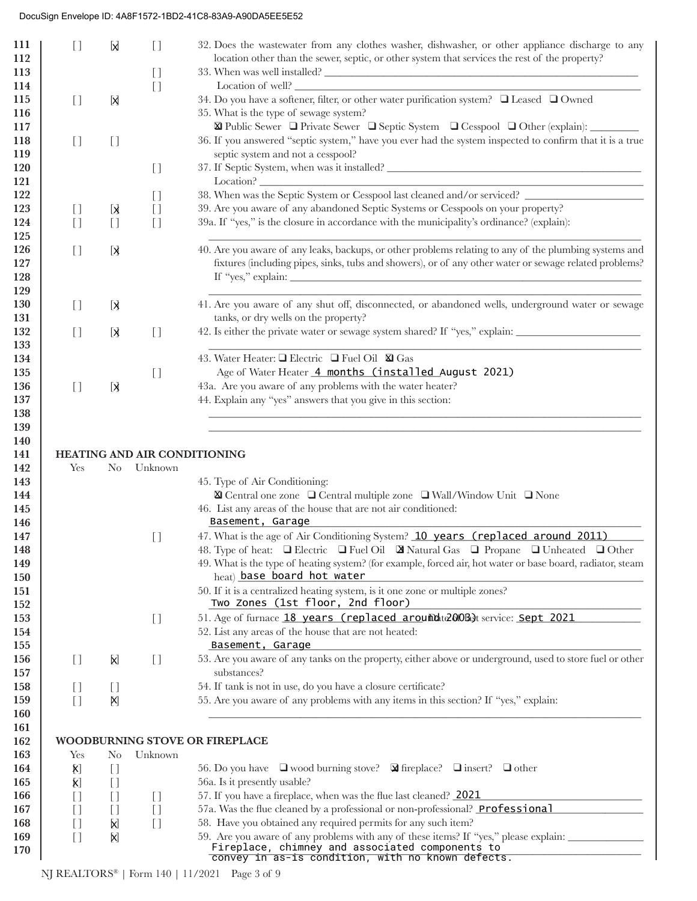| Line | Yes | No | Unknown | Question |
|---|---|---|---|---|
| 111 | [ ] | [x] | [ ] | 32. Does the wastewater from any clothes washer, dishwasher, or other appliance discharge to any |
| 112 | | | | location other than the sewer, septic, or other system that services the rest of the property? |
| 113 | | | [ ] | 33. When was well installed? ______ |
| 114 | | | [ ] | Location of well? ______ |
| 115 | [ ] | [x] | | 34. Do you have a softener, filter, or other water purification system? ❑ Leased ❑ Owned |
| 116 | | | | 35. What is the type of sewage system? |
| 117 | | | | ☒ Public Sewer ❑ Private Sewer ❑ Septic System ❑ Cesspool ❑ Other (explain): ______ |
| 118 | [ ] | [ ] | | 36. If you answered "septic system," have you ever had the system inspected to confirm that it is a true |
| 119 | | | | septic system and not a cesspool? |
| 120 | | | [ ] | 37. If Septic System, when was it installed? ______ |
| 121 | | | | Location? ______ |
| 122 | | | [ ] | 38. When was the Septic System or Cesspool last cleaned and/or serviced? ______ |
| 123 | [ ] | [x] | [ ] | 39. Are you aware of any abandoned Septic Systems or Cesspools on your property? |
| 124 | [ ] | [ ] | [ ] | 39a. If "yes," is the closure in accordance with the municipality's ordinance? (explain): |
| 125 | | | | ______ |
| 126 | [ ] | [x] | | 40. Are you aware of any leaks, backups, or other problems relating to any of the plumbing systems and |
| 127 | | | | fixtures (including pipes, sinks, tubs and showers), or of any other water or sewage related problems? |
| 128 | | | | If "yes," explain: ______ |
| 129 | | | | ______ |
| 130 | [ ] | [x] | | 41. Are you aware of any shut off, disconnected, or abandoned wells, underground water or sewage |
| 131 | | | | tanks, or dry wells on the property? |
| 132 | [ ] | [x] | [ ] | 42. Is either the private water or sewage system shared? If "yes," explain: ______ |
| 133 | | | | ______ |
| 134 | | | | 43. Water Heater: ❑ Electric ❑ Fuel Oil ☒ Gas |
| 135 | | | [ ] | Age of Water Heater 4 months (installed August 2021) |
| 136 | [ ] | [x] | | 43a. Are you aware of any problems with the water heater? |
| 137 | | | | 44. Explain any "yes" answers that you give in this section: |
| 138 | | | | ______ |
| 139 | | | | ______ |
| 140 | | | | |

## HEATING AND AIR CONDITIONING

| Line | Yes | No | Unknown | Question |
|---|---|---|---|---|
| 143 | | | | 45. Type of Air Conditioning: |
| 144 | | | | ☒ Central one zone ❑ Central multiple zone ❑ Wall/Window Unit ❑ None |
| 145 | | | | 46. List any areas of the house that are not air conditioned: |
| 146 | | | | Basement, Garage |
| 147 | | | [ ] | 47. What is the age of Air Conditioning System? 10 years (replaced around 2011) |
| 148 | | | | 48. Type of heat: ❑ Electric ❑ Fuel Oil ☒ Natural Gas ❑ Propane ❑ Unheated ❑ Other |
| 149 | | | | 49. What is the type of heating system? (for example, forced air, hot water or base board, radiator, steam |
| 150 | | | | heat) base board hot water |
| 151 | | | | 50. If it is a centralized heating system, is it one zone or multiple zones? |
| 152 | | | | Two Zones (1st floor, 2nd floor) |
| 153 | | | [ ] | 51. Age of furnace 18 years (replaced around 2003) Date of last service: Sept 2021 |
| 154 | | | | 52. List any areas of the house that are not heated: |
| 155 | | | | Basement, Garage |
| 156 | [ ] | [x] | [ ] | 53. Are you aware of any tanks on the property, either above or underground, used to store fuel or other |
| 157 | | | | substances? |
| 158 | [ ] | [ ] | | 54. If tank is not in use, do you have a closure certificate? |
| 159 | [ ] | [x] | | 55. Are you aware of any problems with any items in this section? If "yes," explain: |
| 160 | | | | ______ |
| 161 | | | | |

## WOODBURNING STOVE OR FIREPLACE

| Line | Yes | No | Unknown | Question |
|---|---|---|---|---|
| 164 | [x] | [ ] | | 56. Do you have ❑ wood burning stove? ☒ fireplace? ❑ insert? ❑ other |
| 165 | [x] | [ ] | | 56a. Is it presently usable? |
| 166 | [ ] | [ ] | [ ] | 57. If you have a fireplace, when was the flue last cleaned? 2021 |
| 167 | [ ] | [ ] | [ ] | 57a. Was the flue cleaned by a professional or non-professional? Professional |
| 168 | [ ] | [x] | [ ] | 58. Have you obtained any required permits for any such item? |
| 169 | [ ] | [x] | | 59. Are you aware of any problems with any of these items? If "yes," please explain: ______ |
| 170 | | | | Fireplace, chimney and associated components to convey in as-is condition, with no known defects. |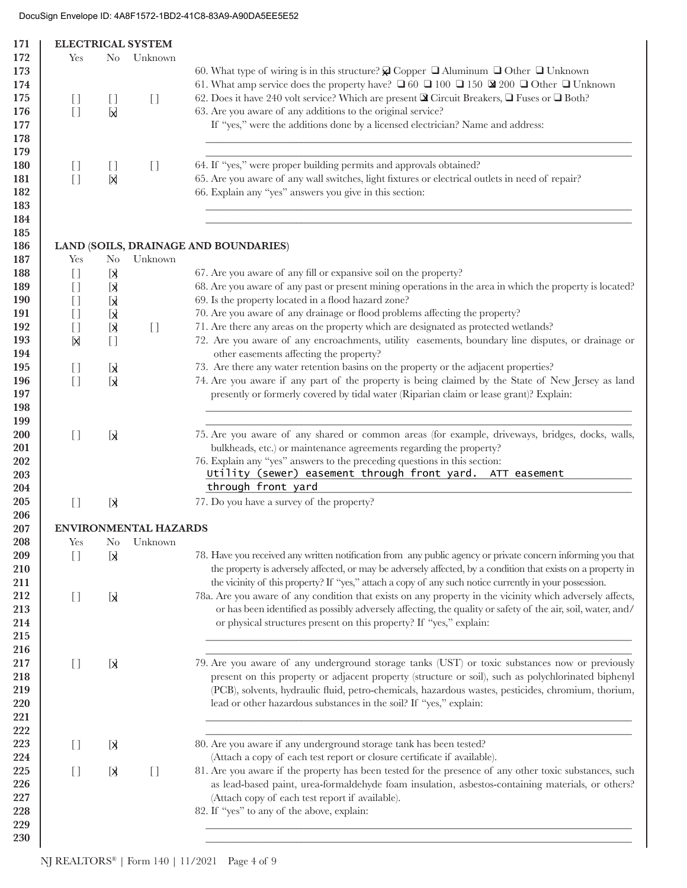DocuSign Envelope ID: 4A8F1572-1BD2-41C8-83A9-A90DA5EE5E52

## ELECTRICAL SYSTEM

| Yes | No | Unknown | |
|---|---|---|---|
| | | | 60. What type of wiring is in this structure? ☒ Copper ❑ Aluminum ❑ Other ❑ Unknown |
| | | | 61. What amp service does the property have? ❑ 60 ❑ 100 ❑ 150 ☒ 200 ❑ Other ❑ Unknown |
| [ ] | [ ] | [ ] | 62. Does it have 240 volt service? Which are present ☒ Circuit Breakers, ❑ Fuses or ❑ Both? |
| [ ] | [X] | | 63. Are you aware of any additions to the original service? If "yes," were the additions done by a licensed electrician? Name and address: |
| [ ] | [ ] | [ ] | 64. If "yes," were proper building permits and approvals obtained? |
| [ ] | [X] | | 65. Are you aware of any wall switches, light fixtures or electrical outlets in need of repair? |
| | | | 66. Explain any "yes" answers you give in this section: |

## LAND (SOILS, DRAINAGE AND BOUNDARIES)

| Yes | No | Unknown | |
|---|---|---|---|
| [ ] | [X] | | 67. Are you aware of any fill or expansive soil on the property? |
| [ ] | [X] | | 68. Are you aware of any past or present mining operations in the area in which the property is located? |
| [ ] | [X] | | 69. Is the property located in a flood hazard zone? |
| [ ] | [X] | | 70. Are you aware of any drainage or flood problems affecting the property? |
| [ ] | [X] | [ ] | 71. Are there any areas on the property which are designated as protected wetlands? |
| [X] | [ ] | | 72. Are you aware of any encroachments, utility easements, boundary line disputes, or drainage or other easements affecting the property? |
| [ ] | [X] | | 73. Are there any water retention basins on the property or the adjacent properties? |
| [ ] | [X] | | 74. Are you aware if any part of the property is being claimed by the State of New Jersey as land presently or formerly covered by tidal water (Riparian claim or lease grant)? Explain: |
| [ ] | [X] | | 75. Are you aware of any shared or common areas (for example, driveways, bridges, docks, walls, bulkheads, etc.) or maintenance agreements regarding the property? |
| | | | 76. Explain any "yes" answers to the preceding questions in this section: Utility (sewer) easement through front yard. ATT easement through front yard |
| [ ] | [X] | | 77. Do you have a survey of the property? |

## ENVIRONMENTAL HAZARDS

| Yes | No | Unknown | |
|---|---|---|---|
| [ ] | [X] | | 78. Have you received any written notification from any public agency or private concern informing you that the property is adversely affected, or may be adversely affected, by a condition that exists on a property in the vicinity of this property? If "yes," attach a copy of any such notice currently in your possession. |
| [ ] | [X] | | 78a. Are you aware of any condition that exists on any property in the vicinity which adversely affects, or has been identified as possibly adversely affecting, the quality or safety of the air, soil, water, and/or physical structures present on this property? If "yes," explain: |
| [ ] | [X] | | 79. Are you aware of any underground storage tanks (UST) or toxic substances now or previously present on this property or adjacent property (structure or soil), such as polychlorinated biphenyl (PCB), solvents, hydraulic fluid, petro-chemicals, hazardous wastes, pesticides, chromium, thorium, lead or other hazardous substances in the soil? If "yes," explain: |
| [ ] | [X] | | 80. Are you aware if any underground storage tank has been tested? (Attach a copy of each test report or closure certificate if available). |
| [ ] | [X] | [ ] | 81. Are you aware if the property has been tested for the presence of any other toxic substances, such as lead-based paint, urea-formaldehyde foam insulation, asbestos-containing materials, or others? (Attach copy of each test report if available). |
| | | | 82. If "yes" to any of the above, explain: |

NJ REALTORS® | Form 140 | 11/2021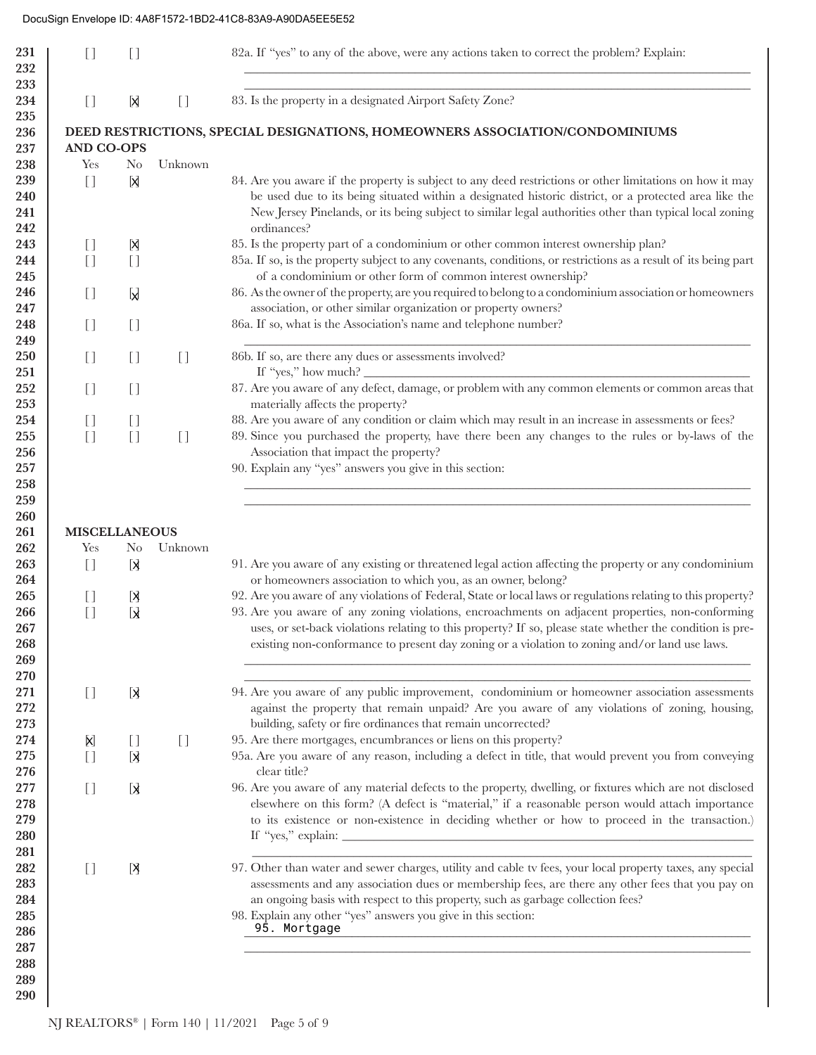DocuSign Envelope ID: 4A8F1572-1BD2-41C8-83A9-A90DA5EE5E52

| Line | Yes | No | Unknown | Question |
|---|---|---|---|---|
| 231 | [ ] | [ ] | | 82a. If "yes" to any of the above, were any actions taken to correct the problem? Explain: |
| 232–233 | | | | ______________________________ |
| 234 | [ ] | [X] | [ ] | 83. Is the property in a designated Airport Safety Zone? |

## DEED RESTRICTIONS, SPECIAL DESIGNATIONS, HOMEOWNERS ASSOCIATION/CONDOMINIUMS AND CO-OPS

| Line | Yes | No | Unknown | Question |
|---|---|---|---|---|
| 239–242 | [ ] | [X] | | 84. Are you aware if the property is subject to any deed restrictions or other limitations on how it may be used due to its being situated within a designated historic district, or a protected area like the New Jersey Pinelands, or its being subject to similar legal authorities other than typical local zoning ordinances? |
| 243 | [ ] | [X] | | 85. Is the property part of a condominium or other common interest ownership plan? |
| 244–245 | [ ] | [ ] | | 85a. If so, is the property subject to any covenants, conditions, or restrictions as a result of its being part of a condominium or other form of common interest ownership? |
| 246–247 | [ ] | [X] | | 86. As the owner of the property, are you required to belong to a condominium association or homeowners association, or other similar organization or property owners? |
| 248–249 | [ ] | [ ] | | 86a. If so, what is the Association's name and telephone number? ______________________________ |
| 250–251 | [ ] | [ ] | [ ] | 86b. If so, are there any dues or assessments involved? If "yes," how much? ______________________________ |
| 252–253 | [ ] | [ ] | | 87. Are you aware of any defect, damage, or problem with any common elements or common areas that materially affects the property? |
| 254 | [ ] | [ ] | | 88. Are you aware of any condition or claim which may result in an increase in assessments or fees? |
| 255–256 | [ ] | [ ] | [ ] | 89. Since you purchased the property, have there been any changes to the rules or by-laws of the Association that impact the property? |
| 257–259 | | | | 90. Explain any "yes" answers you give in this section: ______________________________ |

## MISCELLANEOUS

| Line | Yes | No | Unknown | Question |
|---|---|---|---|---|
| 263–264 | [ ] | [X] | | 91. Are you aware of any existing or threatened legal action affecting the property or any condominium or homeowners association to which you, as an owner, belong? |
| 265 | [ ] | [X] | | 92. Are you aware of any violations of Federal, State or local laws or regulations relating to this property? |
| 266–270 | [ ] | [X] | | 93. Are you aware of any zoning violations, encroachments on adjacent properties, non-conforming uses, or set-back violations relating to this property? If so, please state whether the condition is pre-existing non-conformance to present day zoning or a violation to zoning and/or land use laws. ______________________________ |
| 271–273 | [ ] | [X] | | 94. Are you aware of any public improvement, condominium or homeowner association assessments against the property that remain unpaid? Are you aware of any violations of zoning, housing, building, safety or fire ordinances that remain uncorrected? |
| 274 | [X] | [ ] | [ ] | 95. Are there mortgages, encumbrances or liens on this property? |
| 275–276 | [ ] | [X] | | 95a. Are you aware of any reason, including a defect in title, that would prevent you from conveying clear title? |
| 277–281 | [ ] | [X] | | 96. Are you aware of any material defects to the property, dwelling, or fixtures which are not disclosed elsewhere on this form? (A defect is "material," if a reasonable person would attach importance to its existence or non-existence in deciding whether or how to proceed in the transaction.) If "yes," explain: ______________________________ |
| 282–284 | [ ] | [X] | | 97. Other than water and sewer charges, utility and cable tv fees, your local property taxes, any special assessments and any association dues or membership fees, are there any other fees that you pay on an ongoing basis with respect to this property, such as garbage collection fees? |
| 285–287 | | | | 98. Explain any other "yes" answers you give in this section: 95. Mortgage |

NJ REALTORS® | Form 140 | 11/2021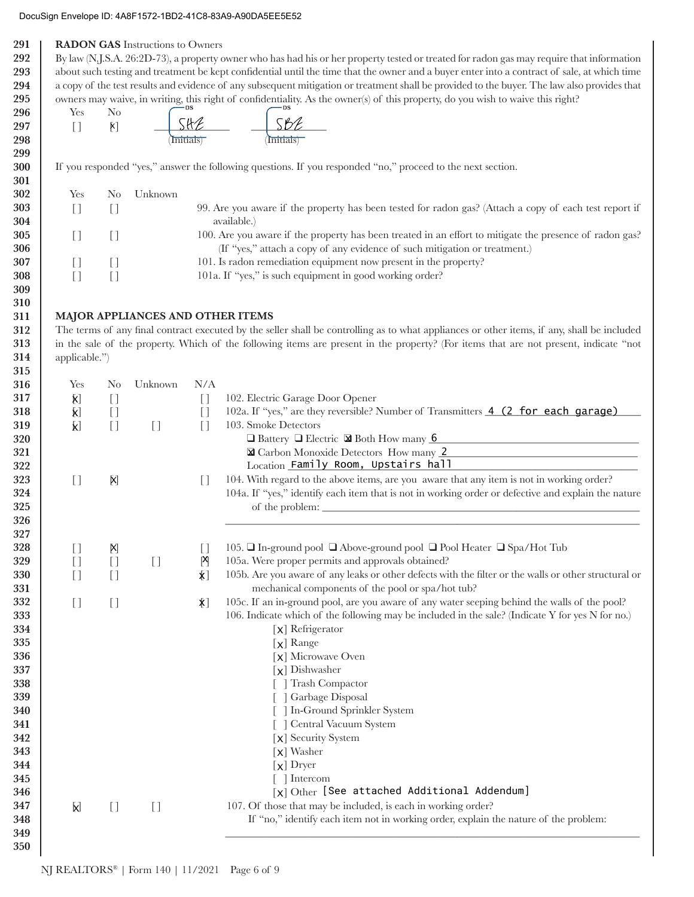## RADON GAS Instructions to Owners

By law (N.J.S.A. 26:2D-73), a property owner who has had his or her property tested or treated for radon gas may require that information about such testing and treatment be kept confidential until the time that the owner and a buyer enter into a contract of sale, at which time a copy of the test results and evidence of any subsequent mitigation or treatment shall be provided to the buyer. The law also provides that owners may waive, in writing, this right of confidentiality. As the owner(s) of this property, do you wish to waive this right?

| Yes | No | | |
|---|---|---|---|
| [ ] | [X] | SHZ (Initials) | SBZ (Initials) |

If you responded "yes," answer the following questions. If you responded "no," proceed to the next section.

| Yes | No | Unknown | |
|---|---|---|---|
| [ ] | [ ] | | 99. Are you aware if the property has been tested for radon gas? (Attach a copy of each test report if available.) |
| [ ] | [ ] | | 100. Are you aware if the property has been treated in an effort to mitigate the presence of radon gas? (If "yes," attach a copy of any evidence of such mitigation or treatment.) |
| [ ] | [ ] | | 101. Is radon remediation equipment now present in the property? |
| [ ] | [ ] | | 101a. If "yes," is such equipment in good working order? |

## MAJOR APPLIANCES AND OTHER ITEMS

The terms of any final contract executed by the seller shall be controlling as to what appliances or other items, if any, shall be included in the sale of the property. Which of the following items are present in the property? (For items that are not present, indicate "not applicable.")

| Yes | No | Unknown | N/A | |
|---|---|---|---|---|
| [X] | [ ] | | [ ] | 102. Electric Garage Door Opener |
| [X] | [ ] | | [ ] | 102a. If "yes," are they reversible? Number of Transmitters 4 (2 for each garage) |
| [X] | [ ] | [ ] | [ ] | 103. Smoke Detectors<br>❑ Battery ❑ Electric ☒ Both How many 6<br>☒ Carbon Monoxide Detectors How many 2<br>Location Family Room, Upstairs hall |
| [ ] | [X] | | [ ] | 104. With regard to the above items, are you aware that any item is not in working order?<br>104a. If "yes," identify each item that is not in working order or defective and explain the nature of the problem: |
| [ ] | [X] | | [ ] | 105. ❑ In-ground pool ❑ Above-ground pool ❑ Pool Heater ❑ Spa/Hot Tub |
| [ ] | [ ] | [ ] | [X] | 105a. Were proper permits and approvals obtained? |
| [ ] | [ ] | | [X] | 105b. Are you aware of any leaks or other defects with the filter or the walls or other structural or mechanical components of the pool or spa/hot tub? |
| [ ] | [ ] | | [X] | 105c. If an in-ground pool, are you aware of any water seeping behind the walls of the pool? |

106. Indicate which of the following may be included in the sale? (Indicate Y for yes N for no.)

- [X] Refrigerator
- [X] Range
- [X] Microwave Oven
- [X] Dishwasher
- [ ] Trash Compactor
- [ ] Garbage Disposal
- [ ] In-Ground Sprinkler System
- [ ] Central Vacuum System
- [X] Security System
- [X] Washer
- [X] Dryer
- [ ] Intercom
- [X] Other [See attached Additional Addendum]

| Yes | No | Unknown | |
|---|---|---|---|
| [X] | [ ] | [ ] | 107. Of those that may be included, is each in working order?<br>If "no," identify each item not in working order, explain the nature of the problem: |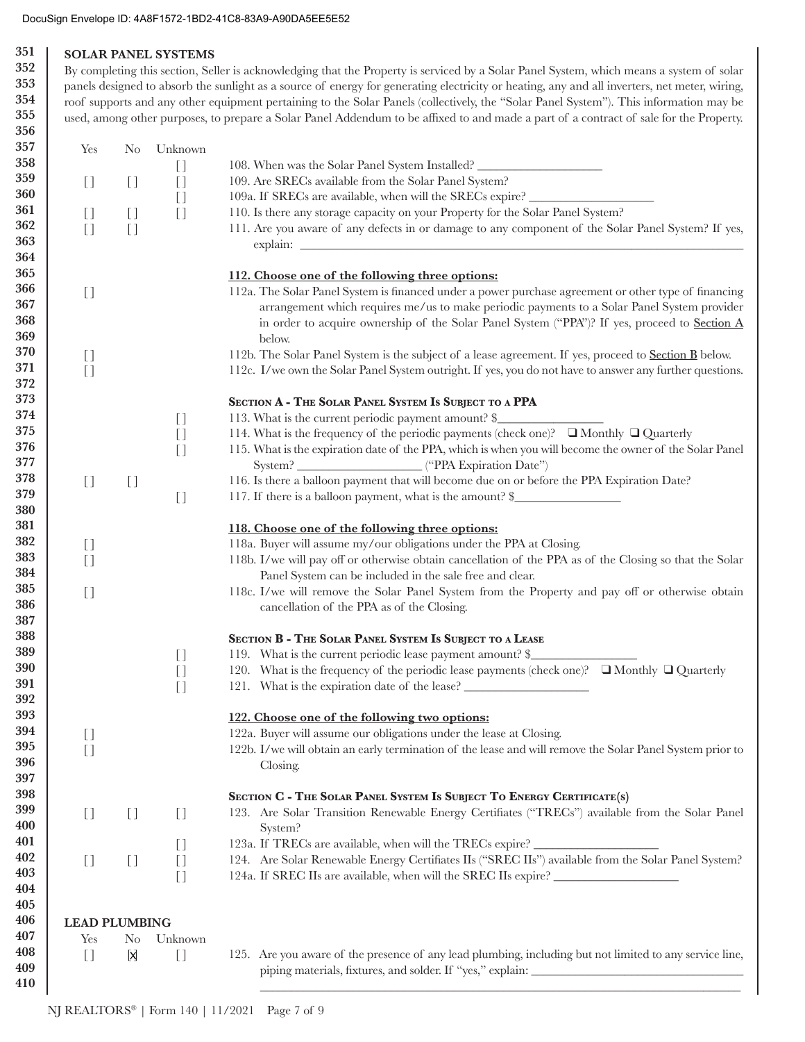DocuSign Envelope ID: 4A8F1572-1BD2-41C8-83A9-A90DA5EE5E52

## SOLAR PANEL SYSTEMS

By completing this section, Seller is acknowledging that the Property is serviced by a Solar Panel System, which means a system of solar panels designed to absorb the sunlight as a source of energy for generating electricity or heating, any and all inverters, net meter, wiring, roof supports and any other equipment pertaining to the Solar Panels (collectively, the "Solar Panel System"). This information may be used, among other purposes, to prepare a Solar Panel Addendum to be affixed to and made a part of a contract of sale for the Property.

| Yes | No | Unknown | |
|---|---|---|---|
| | | [ ] | 108. When was the Solar Panel System Installed? ____________________ |
| [ ] | [ ] | [ ] | 109. Are SRECs available from the Solar Panel System? |
| | | [ ] | 109a. If SRECs are available, when will the SRECs expire? ____________________ |
| [ ] | [ ] | [ ] | 110. Is there any storage capacity on your Property for the Solar Panel System? |
| [ ] | [ ] | | 111. Are you aware of any defects in or damage to any component of the Solar Panel System? If yes, explain: ____________________ |

**112. Choose one of the following three options:**

| | |
|---|---|
| [ ] | 112a. The Solar Panel System is financed under a power purchase agreement or other type of financing arrangement which requires me/us to make periodic payments to a Solar Panel System provider in order to acquire ownership of the Solar Panel System ("PPA")? If yes, proceed to Section A below. |
| [ ] | 112b. The Solar Panel System is the subject of a lease agreement. If yes, proceed to Section B below. |
| [ ] | 112c. I/we own the Solar Panel System outright. If yes, you do not have to answer any further questions. |

### SECTION A - THE SOLAR PANEL SYSTEM IS SUBJECT TO A PPA

| Yes | No | Unknown | |
|---|---|---|---|
| | | [ ] | 113. What is the current periodic payment amount? $________________ |
| | | [ ] | 114. What is the frequency of the periodic payments (check one)? ❑ Monthly ❑ Quarterly |
| | | [ ] | 115. What is the expiration date of the PPA, which is when you will become the owner of the Solar Panel System? ____________________ ("PPA Expiration Date") |
| [ ] | [ ] | | 116. Is there a balloon payment that will become due on or before the PPA Expiration Date? |
| | | [ ] | 117. If there is a balloon payment, what is the amount? $________________ |

**118. Choose one of the following three options:**

| | |
|---|---|
| [ ] | 118a. Buyer will assume my/our obligations under the PPA at Closing. |
| [ ] | 118b. I/we will pay off or otherwise obtain cancellation of the PPA as of the Closing so that the Solar Panel System can be included in the sale free and clear. |
| [ ] | 118c. I/we will remove the Solar Panel System from the Property and pay off or otherwise obtain cancellation of the PPA as of the Closing. |

### SECTION B - THE SOLAR PANEL SYSTEM IS SUBJECT TO A LEASE

| Yes | No | Unknown | |
|---|---|---|---|
| | | [ ] | 119. What is the current periodic lease payment amount? $________________ |
| | | [ ] | 120. What is the frequency of the periodic lease payments (check one)? ❑ Monthly ❑ Quarterly |
| | | [ ] | 121. What is the expiration date of the lease? ____________________ |

**122. Choose one of the following two options:**

| | |
|---|---|
| [ ] | 122a. Buyer will assume our obligations under the lease at Closing. |
| [ ] | 122b. I/we will obtain an early termination of the lease and will remove the Solar Panel System prior to Closing. |

### SECTION C - THE SOLAR PANEL SYSTEM IS SUBJECT TO ENERGY CERTIFICATE(S)

| Yes | No | Unknown | |
|---|---|---|---|
| [ ] | [ ] | [ ] | 123. Are Solar Transition Renewable Energy Certificates ("TRECs") available from the Solar Panel System? |
| | | [ ] | 123a. If TRECs are available, when will the TRECs expire? ____________________ |
| [ ] | [ ] | [ ] | 124. Are Solar Renewable Energy Certificates IIs ("SREC IIs") available from the Solar Panel System? |
| | | [ ] | 124a. If SREC IIs are available, when will the SREC IIs expire? ____________________ |

## LEAD PLUMBING

| Yes | No | Unknown | |
|---|---|---|---|
| [ ] | [X] | [ ] | 125. Are you aware of the presence of any lead plumbing, including but not limited to any service line, piping materials, fixtures, and solder. If "yes," explain: ____________________ |

NJ REALTORS® | Form 140 | 11/2021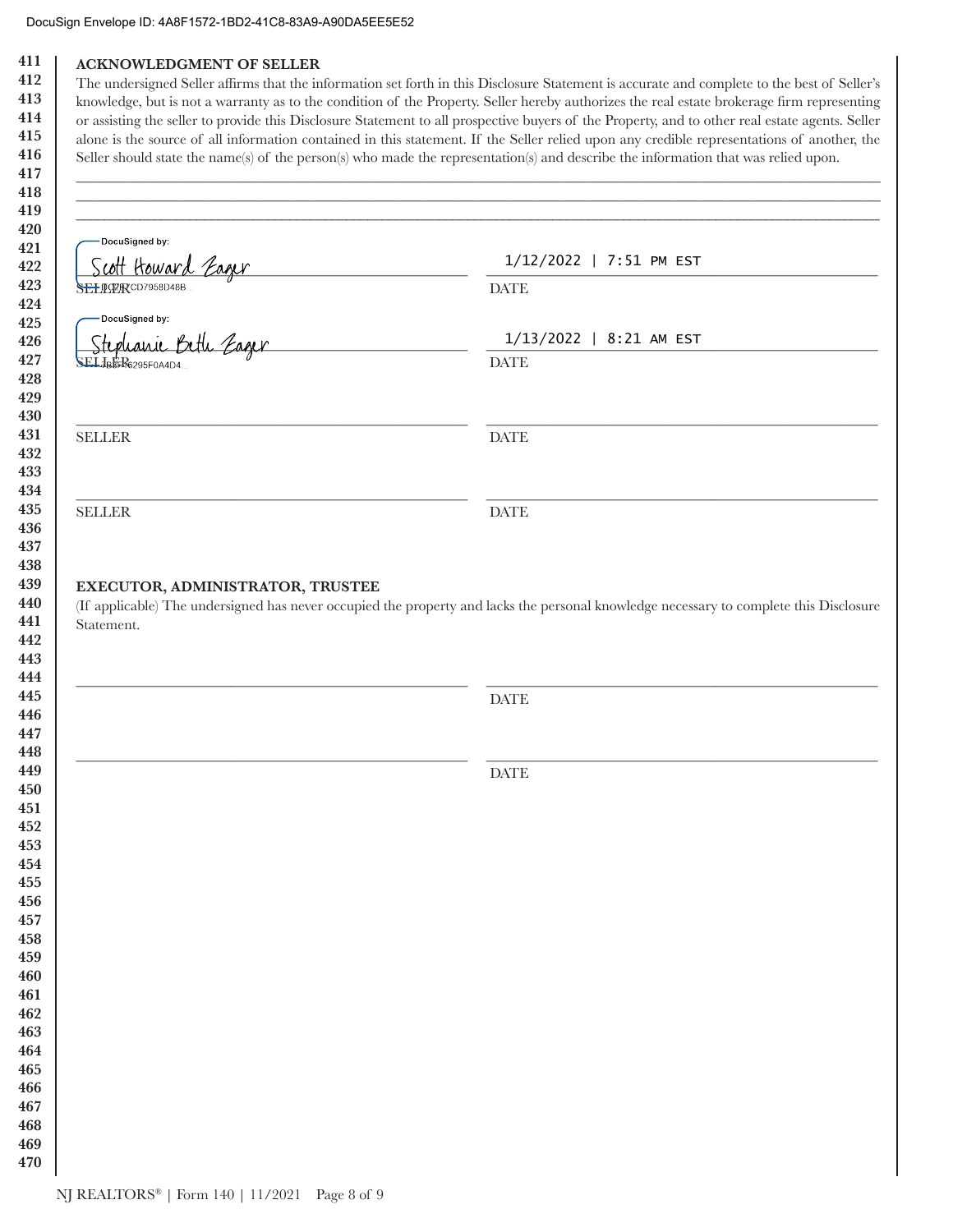**ACKNOWLEDGMENT OF SELLER**

The undersigned Seller affirms that the information set forth in this Disclosure Statement is accurate and complete to the best of Seller's knowledge, but is not a warranty as to the condition of the Property. Seller hereby authorizes the real estate brokerage firm representing or assisting the seller to provide this Disclosure Statement to all prospective buyers of the Property, and to other real estate agents. Seller alone is the source of all information contained in this statement. If the Seller relied upon any credible representations of another, the Seller should state the name(s) of the person(s) who made the representation(s) and describe the information that was relied upon.

_______________________________________________________________________________

_______________________________________________________________________________

_______________________________________________________________________________

DocuSigned by:
Scott Howard Zager
SELLER CD7958D48B...

1/12/2022 | 7:51 PM EST
DATE

DocuSigned by:
Stephanie Beth Zager
SELLER 6295F0A4D4...

1/13/2022 | 8:21 AM EST
DATE

_______________________________ _______________________________
SELLER DATE

_______________________________ _______________________________
SELLER DATE

**EXECUTOR, ADMINISTRATOR, TRUSTEE**

(If applicable) The undersigned has never occupied the property and lacks the personal knowledge necessary to complete this Disclosure Statement.

_______________________________ _______________________________
DATE

_______________________________ _______________________________
DATE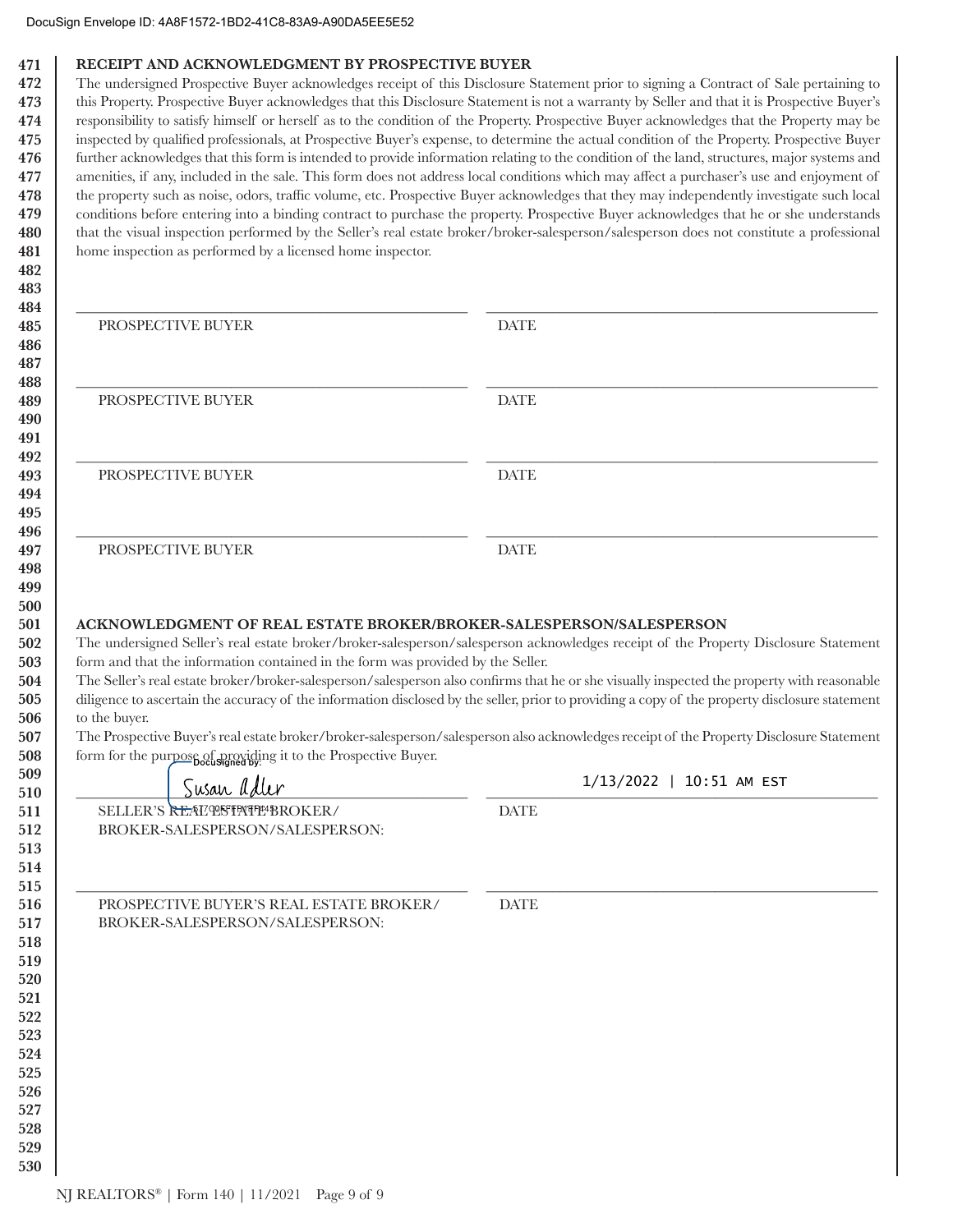## RECEIPT AND ACKNOWLEDGMENT BY PROSPECTIVE BUYER

The undersigned Prospective Buyer acknowledges receipt of this Disclosure Statement prior to signing a Contract of Sale pertaining to this Property. Prospective Buyer acknowledges that this Disclosure Statement is not a warranty by Seller and that it is Prospective Buyer's responsibility to satisfy himself or herself as to the condition of the Property. Prospective Buyer acknowledges that the Property may be inspected by qualified professionals, at Prospective Buyer's expense, to determine the actual condition of the Property. Prospective Buyer further acknowledges that this form is intended to provide information relating to the condition of the land, structures, major systems and amenities, if any, included in the sale. This form does not address local conditions which may affect a purchaser's use and enjoyment of the property such as noise, odors, traffic volume, etc. Prospective Buyer acknowledges that they may independently investigate such local conditions before entering into a binding contract to purchase the property. Prospective Buyer acknowledges that he or she understands that the visual inspection performed by the Seller's real estate broker/broker-salesperson/salesperson does not constitute a professional home inspection as performed by a licensed home inspector.

\_\_\_\_\_\_\_\_\_\_\_\_\_\_\_\_\_\_\_\_\_\_\_\_\_\_\_\_\_\_ \_\_\_\_\_\_\_\_\_\_\_\_\_\_\_\_\_\_\_\_\_\_\_\_\_\_\_\_\_\_
PROSPECTIVE BUYER DATE

\_\_\_\_\_\_\_\_\_\_\_\_\_\_\_\_\_\_\_\_\_\_\_\_\_\_\_\_\_\_ \_\_\_\_\_\_\_\_\_\_\_\_\_\_\_\_\_\_\_\_\_\_\_\_\_\_\_\_\_\_
PROSPECTIVE BUYER DATE

\_\_\_\_\_\_\_\_\_\_\_\_\_\_\_\_\_\_\_\_\_\_\_\_\_\_\_\_\_\_ \_\_\_\_\_\_\_\_\_\_\_\_\_\_\_\_\_\_\_\_\_\_\_\_\_\_\_\_\_\_
PROSPECTIVE BUYER DATE

\_\_\_\_\_\_\_\_\_\_\_\_\_\_\_\_\_\_\_\_\_\_\_\_\_\_\_\_\_\_ \_\_\_\_\_\_\_\_\_\_\_\_\_\_\_\_\_\_\_\_\_\_\_\_\_\_\_\_\_\_
PROSPECTIVE BUYER DATE

## ACKNOWLEDGMENT OF REAL ESTATE BROKER/BROKER-SALESPERSON/SALESPERSON

The undersigned Seller's real estate broker/broker-salesperson/salesperson acknowledges receipt of the Property Disclosure Statement form and that the information contained in the form was provided by the Seller.

The Seller's real estate broker/broker-salesperson/salesperson also confirms that he or she visually inspected the property with reasonable diligence to ascertain the accuracy of the information disclosed by the seller, prior to providing a copy of the property disclosure statement to the buyer.

The Prospective Buyer's real estate broker/broker-salesperson/salesperson also acknowledges receipt of the Property Disclosure Statement form for the purpose of providing it to the Prospective Buyer.

DocuSigned by: Susan Adler 1/13/2022 | 10:51 AM EST

SELLER'S REAL ESTATE BROKER/ BROKER-SALESPERSON/SALESPERSON: DATE

\_\_\_\_\_\_\_\_\_\_\_\_\_\_\_\_\_\_\_\_\_\_\_\_\_\_\_\_\_\_ \_\_\_\_\_\_\_\_\_\_\_\_\_\_\_\_\_\_\_\_\_\_\_\_\_\_\_\_\_\_
PROSPECTIVE BUYER'S REAL ESTATE BROKER/ BROKER-SALESPERSON/SALESPERSON: DATE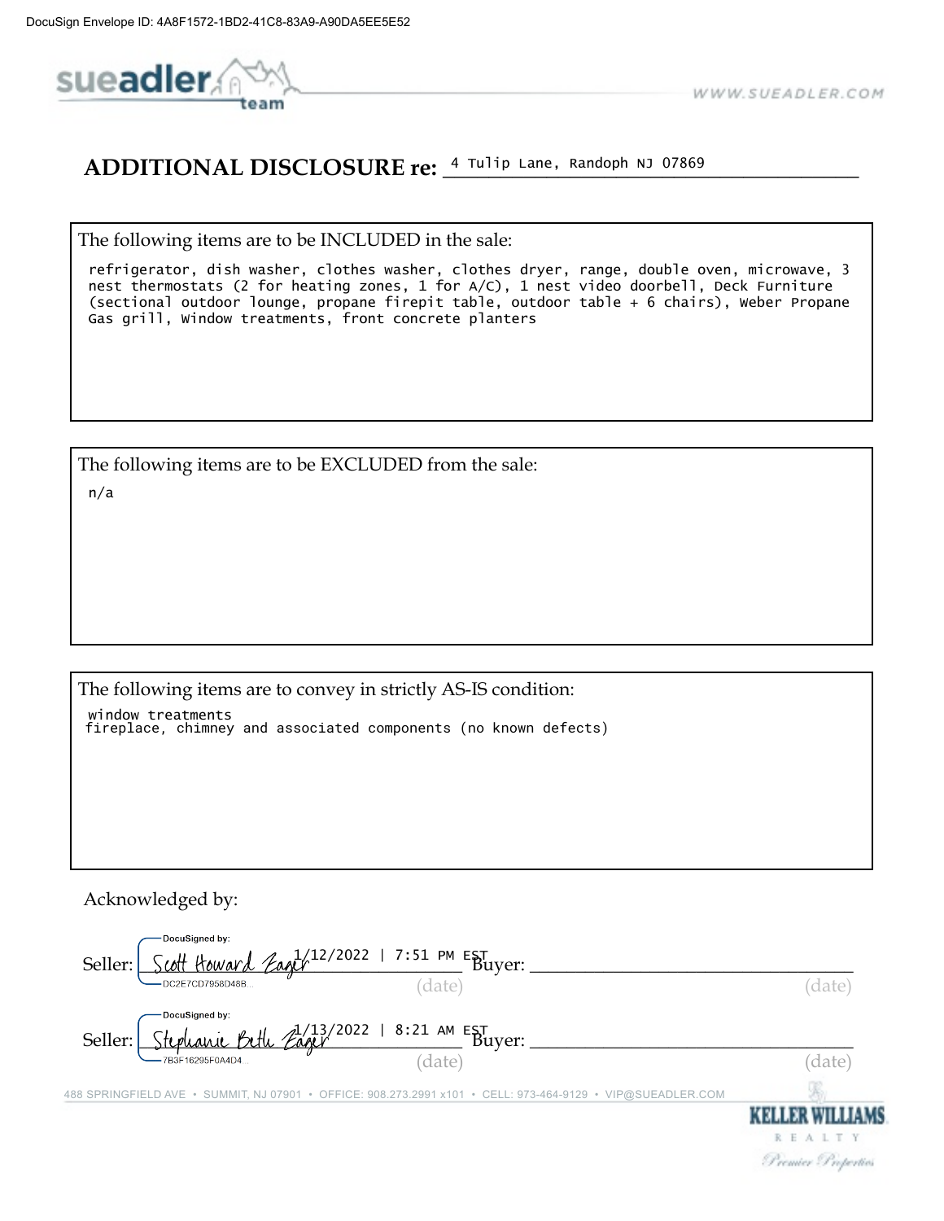DocuSign Envelope ID: 4A8F1572-1BD2-41C8-83A9-A90DA5EE5E52

sueadler team

WWW.SUEADLER.COM

# ADDITIONAL DISCLOSURE re: 4 Tulip Lane, Randoph NJ 07869

The following items are to be INCLUDED in the sale:

refrigerator, dish washer, clothes washer, clothes dryer, range, double oven, microwave, 3 nest thermostats (2 for heating zones, 1 for A/C), 1 nest video doorbell, Deck Furniture (sectional outdoor lounge, propane firepit table, outdoor table + 6 chairs), Weber Propane Gas grill, Window treatments, front concrete planters

The following items are to be EXCLUDED from the sale:

n/a

The following items are to convey in strictly AS-IS condition:

window treatments
fireplace, chimney and associated components (no known defects)

Acknowledged by:

Seller: DocuSigned by: Scott Howard Zager DC2E7CD7958D48B... 1/12/2022 | 7:51 PM EST (date) Buyer: ________________ (date)

Seller: DocuSigned by: Stephanie Beth Zager 7B3F16295F0A4D4... 1/13/2022 | 8:21 AM EST (date) Buyer: ________________ (date)

488 SPRINGFIELD AVE • SUMMIT, NJ 07901 • OFFICE: 908.273.2991 x101 • CELL: 973-464-9129 • VIP@SUEADLER.COM

KELLER WILLIAMS REALTY Premier Properties